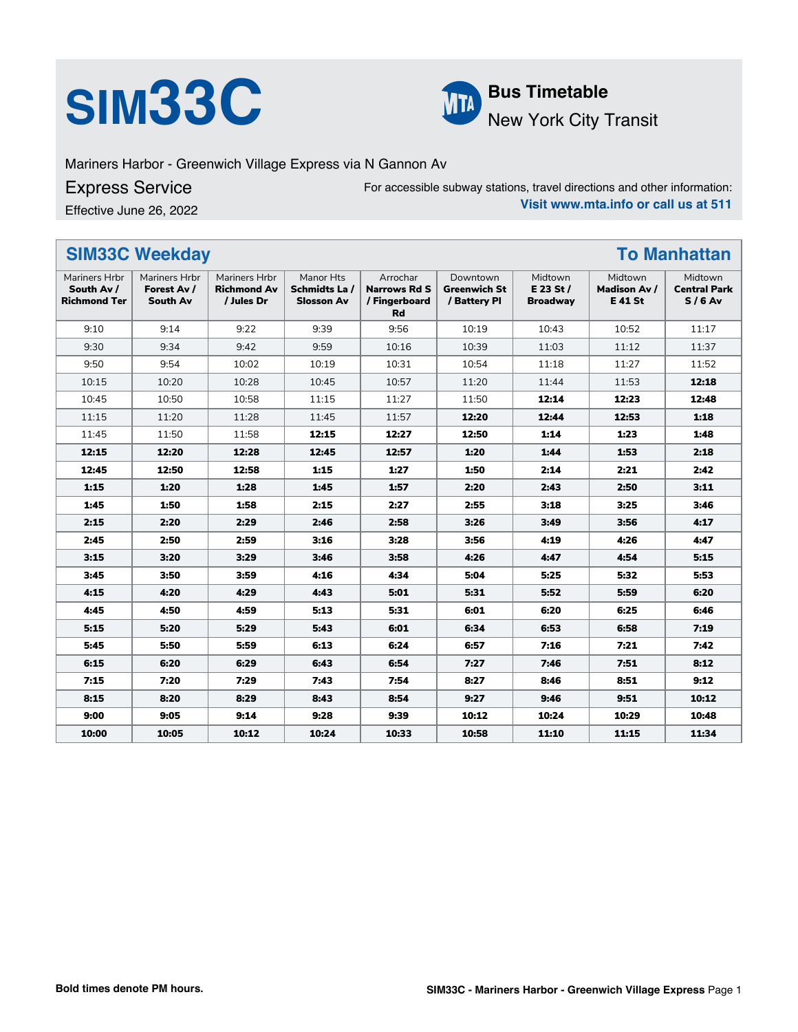# SIM33C

**Bus Timetable**
New York City Transit

Mariners Harbor - Greenwich Village Express via N Gannon Av

Express Service

Effective June 26, 2022

For accessible subway stations, travel directions and other information:
**Visit www.mta.info or call us at 511**

## SIM33C Weekday — To Manhattan

| Mariners Hrbr **South Av / Richmond Ter** | Mariners Hrbr **Forest Av / South Av** | Mariners Hrbr **Richmond Av / Jules Dr** | Manor Hts **Schmidts La / Slosson Av** | Arrochar **Narrows Rd S / Fingerboard Rd** | Downtown **Greenwich St / Battery Pl** | Midtown **E 23 St / Broadway** | Midtown **Madison Av / E 41 St** | Midtown **Central Park S / 6 Av** |
|---|---|---|---|---|---|---|---|---|
| 9:10 | 9:14 | 9:22 | 9:39 | 9:56 | 10:19 | 10:43 | 10:52 | 11:17 |
| 9:30 | 9:34 | 9:42 | 9:59 | 10:16 | 10:39 | 11:03 | 11:12 | 11:37 |
| 9:50 | 9:54 | 10:02 | 10:19 | 10:31 | 10:54 | 11:18 | 11:27 | 11:52 |
| 10:15 | 10:20 | 10:28 | 10:45 | 10:57 | 11:20 | 11:44 | 11:53 | **12:18** |
| 10:45 | 10:50 | 10:58 | 11:15 | 11:27 | 11:50 | **12:14** | **12:23** | **12:48** |
| 11:15 | 11:20 | 11:28 | 11:45 | 11:57 | **12:20** | **12:44** | **12:53** | **1:18** |
| 11:45 | 11:50 | 11:58 | **12:15** | **12:27** | **12:50** | **1:14** | **1:23** | **1:48** |
| **12:15** | **12:20** | **12:28** | **12:45** | **12:57** | **1:20** | **1:44** | **1:53** | **2:18** |
| **12:45** | **12:50** | **12:58** | **1:15** | **1:27** | **1:50** | **2:14** | **2:21** | **2:42** |
| **1:15** | **1:20** | **1:28** | **1:45** | **1:57** | **2:20** | **2:43** | **2:50** | **3:11** |
| **1:45** | **1:50** | **1:58** | **2:15** | **2:27** | **2:55** | **3:18** | **3:25** | **3:46** |
| **2:15** | **2:20** | **2:29** | **2:46** | **2:58** | **3:26** | **3:49** | **3:56** | **4:17** |
| **2:45** | **2:50** | **2:59** | **3:16** | **3:28** | **3:56** | **4:19** | **4:26** | **4:47** |
| **3:15** | **3:20** | **3:29** | **3:46** | **3:58** | **4:26** | **4:47** | **4:54** | **5:15** |
| **3:45** | **3:50** | **3:59** | **4:16** | **4:34** | **5:04** | **5:25** | **5:32** | **5:53** |
| **4:15** | **4:20** | **4:29** | **4:43** | **5:01** | **5:31** | **5:52** | **5:59** | **6:20** |
| **4:45** | **4:50** | **4:59** | **5:13** | **5:31** | **6:01** | **6:20** | **6:25** | **6:46** |
| **5:15** | **5:20** | **5:29** | **5:43** | **6:01** | **6:34** | **6:53** | **6:58** | **7:19** |
| **5:45** | **5:50** | **5:59** | **6:13** | **6:24** | **6:57** | **7:16** | **7:21** | **7:42** |
| **6:15** | **6:20** | **6:29** | **6:43** | **6:54** | **7:27** | **7:46** | **7:51** | **8:12** |
| **7:15** | **7:20** | **7:29** | **7:43** | **7:54** | **8:27** | **8:46** | **8:51** | **9:12** |
| **8:15** | **8:20** | **8:29** | **8:43** | **8:54** | **9:27** | **9:46** | **9:51** | **10:12** |
| **9:00** | **9:05** | **9:14** | **9:28** | **9:39** | **10:12** | **10:24** | **10:29** | **10:48** |
| **10:00** | **10:05** | **10:12** | **10:24** | **10:33** | **10:58** | **11:10** | **11:15** | **11:34** |

**Bold times denote PM hours.**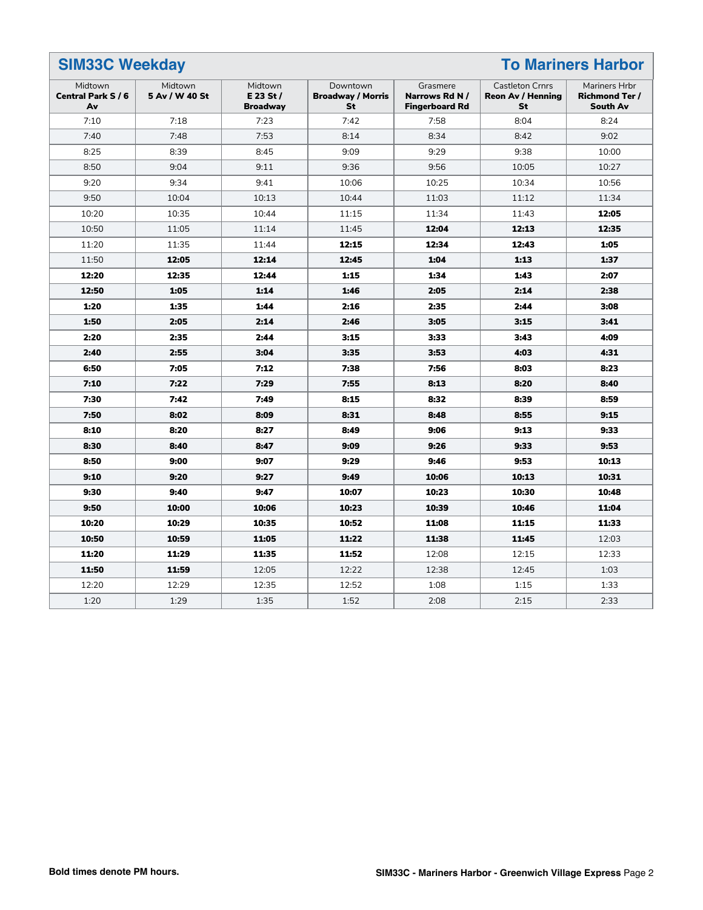## SIM33C Weekday — To Mariners Harbor

| Midtown **Central Park S / 6 Av** | Midtown **5 Av / W 40 St** | Midtown **E 23 St / Broadway** | Downtown **Broadway / Morris St** | Grasmere **Narrows Rd N / Fingerboard Rd** | Castleton Crnrs **Reon Av / Henning St** | Mariners Hrbr **Richmond Ter / South Av** |
|---|---|---|---|---|---|---|
| 7:10 | 7:18 | 7:23 | 7:42 | 7:58 | 8:04 | 8:24 |
| 7:40 | 7:48 | 7:53 | 8:14 | 8:34 | 8:42 | 9:02 |
| 8:25 | 8:39 | 8:45 | 9:09 | 9:29 | 9:38 | 10:00 |
| 8:50 | 9:04 | 9:11 | 9:36 | 9:56 | 10:05 | 10:27 |
| 9:20 | 9:34 | 9:41 | 10:06 | 10:25 | 10:34 | 10:56 |
| 9:50 | 10:04 | 10:13 | 10:44 | 11:03 | 11:12 | 11:34 |
| 10:20 | 10:35 | 10:44 | 11:15 | 11:34 | 11:43 | **12:05** |
| 10:50 | 11:05 | 11:14 | 11:45 | **12:04** | **12:13** | **12:35** |
| 11:20 | 11:35 | 11:44 | **12:15** | **12:34** | **12:43** | **1:05** |
| 11:50 | **12:05** | **12:14** | **12:45** | **1:04** | **1:13** | **1:37** |
| **12:20** | **12:35** | **12:44** | **1:15** | **1:34** | **1:43** | **2:07** |
| **12:50** | **1:05** | **1:14** | **1:46** | **2:05** | **2:14** | **2:38** |
| **1:20** | **1:35** | **1:44** | **2:16** | **2:35** | **2:44** | **3:08** |
| **1:50** | **2:05** | **2:14** | **2:46** | **3:05** | **3:15** | **3:41** |
| **2:20** | **2:35** | **2:44** | **3:15** | **3:33** | **3:43** | **4:09** |
| **2:40** | **2:55** | **3:04** | **3:35** | **3:53** | **4:03** | **4:31** |
| **6:50** | **7:05** | **7:12** | **7:38** | **7:56** | **8:03** | **8:23** |
| **7:10** | **7:22** | **7:29** | **7:55** | **8:13** | **8:20** | **8:40** |
| **7:30** | **7:42** | **7:49** | **8:15** | **8:32** | **8:39** | **8:59** |
| **7:50** | **8:02** | **8:09** | **8:31** | **8:48** | **8:55** | **9:15** |
| **8:10** | **8:20** | **8:27** | **8:49** | **9:06** | **9:13** | **9:33** |
| **8:30** | **8:40** | **8:47** | **9:09** | **9:26** | **9:33** | **9:53** |
| **8:50** | **9:00** | **9:07** | **9:29** | **9:46** | **9:53** | **10:13** |
| **9:10** | **9:20** | **9:27** | **9:49** | **10:06** | **10:13** | **10:31** |
| **9:30** | **9:40** | **9:47** | **10:07** | **10:23** | **10:30** | **10:48** |
| **9:50** | **10:00** | **10:06** | **10:23** | **10:39** | **10:46** | **11:04** |
| **10:20** | **10:29** | **10:35** | **10:52** | **11:08** | **11:15** | **11:33** |
| **10:50** | **10:59** | **11:05** | **11:22** | **11:38** | **11:45** | 12:03 |
| **11:20** | **11:29** | **11:35** | **11:52** | 12:08 | 12:15 | 12:33 |
| **11:50** | **11:59** | 12:05 | 12:22 | 12:38 | 12:45 | 1:03 |
| 12:20 | 12:29 | 12:35 | 12:52 | 1:08 | 1:15 | 1:33 |
| 1:20 | 1:29 | 1:35 | 1:52 | 2:08 | 2:15 | 2:33 |

**Bold times denote PM hours.**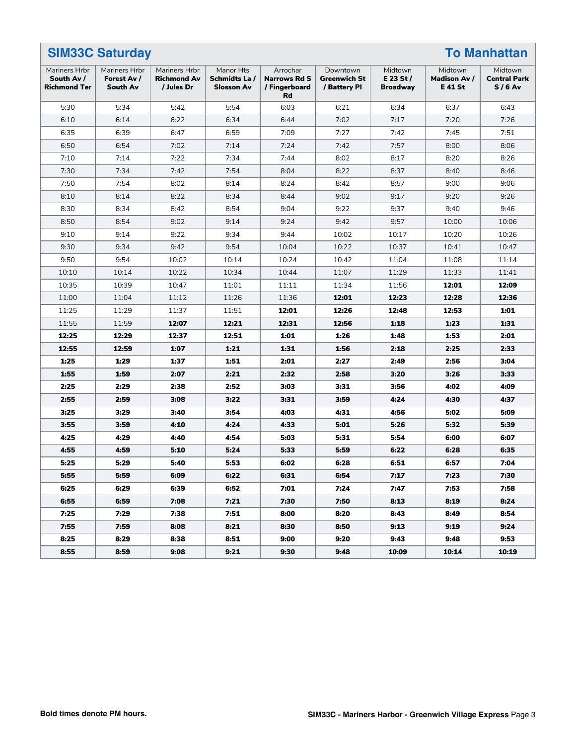## SIM33C Saturday — To Manhattan

| Mariners Hrbr **South Av / Richmond Ter** | Mariners Hrbr **Forest Av / South Av** | Mariners Hrbr **Richmond Av / Jules Dr** | Manor Hts **Schmidts La / Slosson Av** | Arrochar **Narrows Rd S / Fingerboard Rd** | Downtown **Greenwich St / Battery Pl** | Midtown **E 23 St / Broadway** | Midtown **Madison Av / E 41 St** | Midtown **Central Park S / 6 Av** |
|---|---|---|---|---|---|---|---|---|
| 5:30 | 5:34 | 5:42 | 5:54 | 6:03 | 6:21 | 6:34 | 6:37 | 6:43 |
| 6:10 | 6:14 | 6:22 | 6:34 | 6:44 | 7:02 | 7:17 | 7:20 | 7:26 |
| 6:35 | 6:39 | 6:47 | 6:59 | 7:09 | 7:27 | 7:42 | 7:45 | 7:51 |
| 6:50 | 6:54 | 7:02 | 7:14 | 7:24 | 7:42 | 7:57 | 8:00 | 8:06 |
| 7:10 | 7:14 | 7:22 | 7:34 | 7:44 | 8:02 | 8:17 | 8:20 | 8:26 |
| 7:30 | 7:34 | 7:42 | 7:54 | 8:04 | 8:22 | 8:37 | 8:40 | 8:46 |
| 7:50 | 7:54 | 8:02 | 8:14 | 8:24 | 8:42 | 8:57 | 9:00 | 9:06 |
| 8:10 | 8:14 | 8:22 | 8:34 | 8:44 | 9:02 | 9:17 | 9:20 | 9:26 |
| 8:30 | 8:34 | 8:42 | 8:54 | 9:04 | 9:22 | 9:37 | 9:40 | 9:46 |
| 8:50 | 8:54 | 9:02 | 9:14 | 9:24 | 9:42 | 9:57 | 10:00 | 10:06 |
| 9:10 | 9:14 | 9:22 | 9:34 | 9:44 | 10:02 | 10:17 | 10:20 | 10:26 |
| 9:30 | 9:34 | 9:42 | 9:54 | 10:04 | 10:22 | 10:37 | 10:41 | 10:47 |
| 9:50 | 9:54 | 10:02 | 10:14 | 10:24 | 10:42 | 11:04 | 11:08 | 11:14 |
| 10:10 | 10:14 | 10:22 | 10:34 | 10:44 | 11:07 | 11:29 | 11:33 | 11:41 |
| 10:35 | 10:39 | 10:47 | 11:01 | 11:11 | 11:34 | 11:56 | **12:01** | **12:09** |
| 11:00 | 11:04 | 11:12 | 11:26 | 11:36 | **12:01** | **12:23** | **12:28** | **12:36** |
| 11:25 | 11:29 | 11:37 | 11:51 | **12:01** | **12:26** | **12:48** | **12:53** | **1:01** |
| 11:55 | 11:59 | **12:07** | **12:21** | **12:31** | **12:56** | **1:18** | **1:23** | **1:31** |
| **12:25** | **12:29** | **12:37** | **12:51** | **1:01** | **1:26** | **1:48** | **1:53** | **2:01** |
| **12:55** | **12:59** | **1:07** | **1:21** | **1:31** | **1:56** | **2:18** | **2:25** | **2:33** |
| **1:25** | **1:29** | **1:37** | **1:51** | **2:01** | **2:27** | **2:49** | **2:56** | **3:04** |
| **1:55** | **1:59** | **2:07** | **2:21** | **2:32** | **2:58** | **3:20** | **3:26** | **3:33** |
| **2:25** | **2:29** | **2:38** | **2:52** | **3:03** | **3:31** | **3:56** | **4:02** | **4:09** |
| **2:55** | **2:59** | **3:08** | **3:22** | **3:31** | **3:59** | **4:24** | **4:30** | **4:37** |
| **3:25** | **3:29** | **3:40** | **3:54** | **4:03** | **4:31** | **4:56** | **5:02** | **5:09** |
| **3:55** | **3:59** | **4:10** | **4:24** | **4:33** | **5:01** | **5:26** | **5:32** | **5:39** |
| **4:25** | **4:29** | **4:40** | **4:54** | **5:03** | **5:31** | **5:54** | **6:00** | **6:07** |
| **4:55** | **4:59** | **5:10** | **5:24** | **5:33** | **5:59** | **6:22** | **6:28** | **6:35** |
| **5:25** | **5:29** | **5:40** | **5:53** | **6:02** | **6:28** | **6:51** | **6:57** | **7:04** |
| **5:55** | **5:59** | **6:09** | **6:22** | **6:31** | **6:54** | **7:17** | **7:23** | **7:30** |
| **6:25** | **6:29** | **6:39** | **6:52** | **7:01** | **7:24** | **7:47** | **7:53** | **7:58** |
| **6:55** | **6:59** | **7:08** | **7:21** | **7:30** | **7:50** | **8:13** | **8:19** | **8:24** |
| **7:25** | **7:29** | **7:38** | **7:51** | **8:00** | **8:20** | **8:43** | **8:49** | **8:54** |
| **7:55** | **7:59** | **8:08** | **8:21** | **8:30** | **8:50** | **9:13** | **9:19** | **9:24** |
| **8:25** | **8:29** | **8:38** | **8:51** | **9:00** | **9:20** | **9:43** | **9:48** | **9:53** |
| **8:55** | **8:59** | **9:08** | **9:21** | **9:30** | **9:48** | **10:09** | **10:14** | **10:19** |

**Bold times denote PM hours.**

**SIM33C - Mariners Harbor - Greenwich Village Express**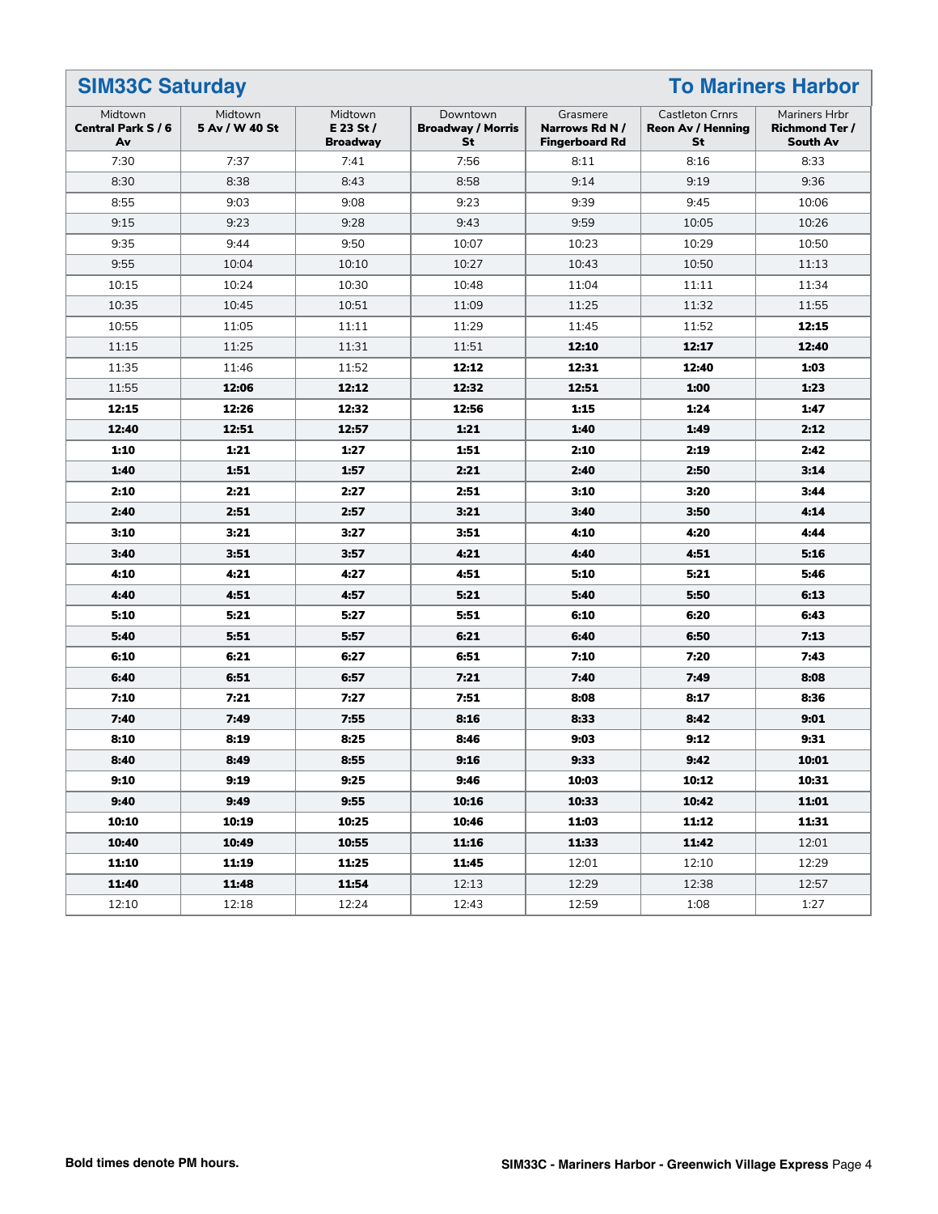## SIM33C Saturday — To Mariners Harbor

| Midtown **Central Park S / 6 Av** | Midtown **5 Av / W 40 St** | Midtown **E 23 St / Broadway** | Downtown **Broadway / Morris St** | Grasmere **Narrows Rd N / Fingerboard Rd** | Castleton Crnrs **Reon Av / Henning St** | Mariners Hrbr **Richmond Ter / South Av** |
|---|---|---|---|---|---|---|
| 7:30 | 7:37 | 7:41 | 7:56 | 8:11 | 8:16 | 8:33 |
| 8:30 | 8:38 | 8:43 | 8:58 | 9:14 | 9:19 | 9:36 |
| 8:55 | 9:03 | 9:08 | 9:23 | 9:39 | 9:45 | 10:06 |
| 9:15 | 9:23 | 9:28 | 9:43 | 9:59 | 10:05 | 10:26 |
| 9:35 | 9:44 | 9:50 | 10:07 | 10:23 | 10:29 | 10:50 |
| 9:55 | 10:04 | 10:10 | 10:27 | 10:43 | 10:50 | 11:13 |
| 10:15 | 10:24 | 10:30 | 10:48 | 11:04 | 11:11 | 11:34 |
| 10:35 | 10:45 | 10:51 | 11:09 | 11:25 | 11:32 | 11:55 |
| 10:55 | 11:05 | 11:11 | 11:29 | 11:45 | 11:52 | **12:15** |
| 11:15 | 11:25 | 11:31 | 11:51 | **12:10** | **12:17** | **12:40** |
| 11:35 | 11:46 | 11:52 | **12:12** | **12:31** | **12:40** | **1:03** |
| 11:55 | **12:06** | **12:12** | **12:32** | **12:51** | **1:00** | **1:23** |
| **12:15** | **12:26** | **12:32** | **12:56** | **1:15** | **1:24** | **1:47** |
| **12:40** | **12:51** | **12:57** | **1:21** | **1:40** | **1:49** | **2:12** |
| **1:10** | **1:21** | **1:27** | **1:51** | **2:10** | **2:19** | **2:42** |
| **1:40** | **1:51** | **1:57** | **2:21** | **2:40** | **2:50** | **3:14** |
| **2:10** | **2:21** | **2:27** | **2:51** | **3:10** | **3:20** | **3:44** |
| **2:40** | **2:51** | **2:57** | **3:21** | **3:40** | **3:50** | **4:14** |
| **3:10** | **3:21** | **3:27** | **3:51** | **4:10** | **4:20** | **4:44** |
| **3:40** | **3:51** | **3:57** | **4:21** | **4:40** | **4:51** | **5:16** |
| **4:10** | **4:21** | **4:27** | **4:51** | **5:10** | **5:21** | **5:46** |
| **4:40** | **4:51** | **4:57** | **5:21** | **5:40** | **5:50** | **6:13** |
| **5:10** | **5:21** | **5:27** | **5:51** | **6:10** | **6:20** | **6:43** |
| **5:40** | **5:51** | **5:57** | **6:21** | **6:40** | **6:50** | **7:13** |
| **6:10** | **6:21** | **6:27** | **6:51** | **7:10** | **7:20** | **7:43** |
| **6:40** | **6:51** | **6:57** | **7:21** | **7:40** | **7:49** | **8:08** |
| **7:10** | **7:21** | **7:27** | **7:51** | **8:08** | **8:17** | **8:36** |
| **7:40** | **7:49** | **7:55** | **8:16** | **8:33** | **8:42** | **9:01** |
| **8:10** | **8:19** | **8:25** | **8:46** | **9:03** | **9:12** | **9:31** |
| **8:40** | **8:49** | **8:55** | **9:16** | **9:33** | **9:42** | **10:01** |
| **9:10** | **9:19** | **9:25** | **9:46** | **10:03** | **10:12** | **10:31** |
| **9:40** | **9:49** | **9:55** | **10:16** | **10:33** | **10:42** | **11:01** |
| **10:10** | **10:19** | **10:25** | **10:46** | **11:03** | **11:12** | **11:31** |
| **10:40** | **10:49** | **10:55** | **11:16** | **11:33** | **11:42** | 12:01 |
| **11:10** | **11:19** | **11:25** | **11:45** | 12:01 | 12:10 | 12:29 |
| **11:40** | **11:48** | **11:54** | 12:13 | 12:29 | 12:38 | 12:57 |
| 12:10 | 12:18 | 12:24 | 12:43 | 12:59 | 1:08 | 1:27 |

**Bold times denote PM hours.**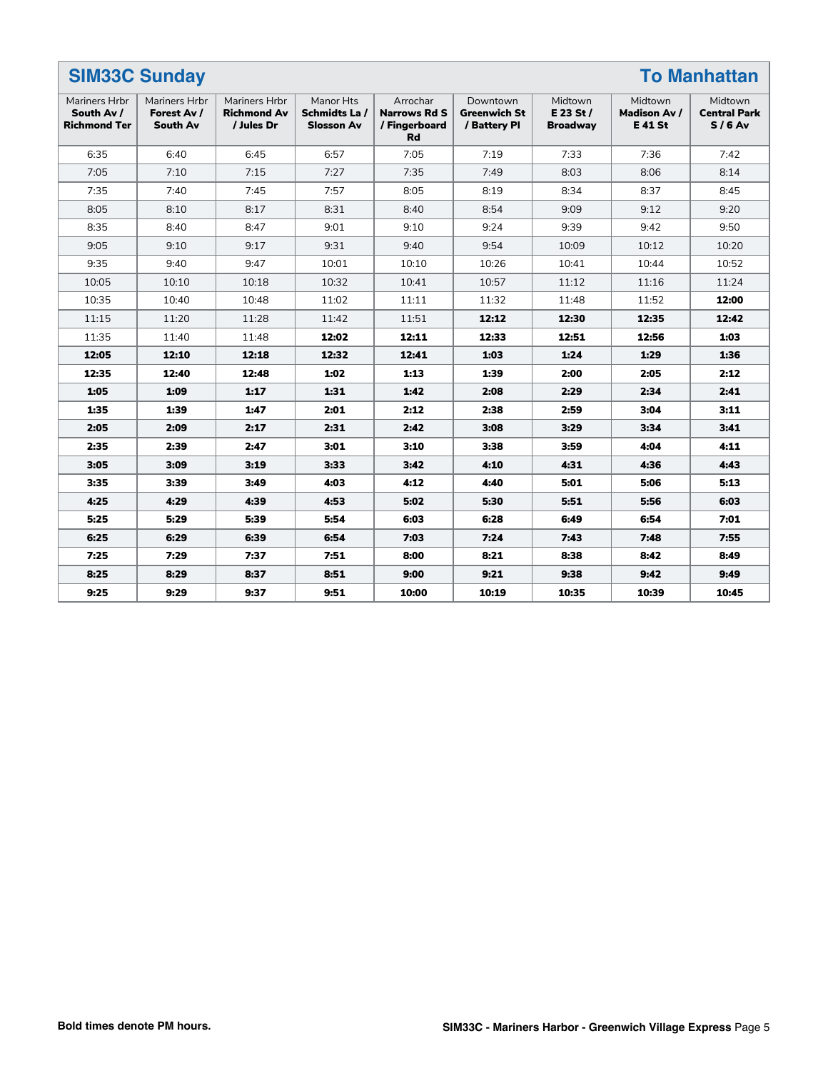## SIM33C Sunday — To Manhattan

| Mariners Hrbr **South Av / Richmond Ter** | Mariners Hrbr **Forest Av / South Av** | Mariners Hrbr **Richmond Av / Jules Dr** | Manor Hts **Schmidts La / Slosson Av** | Arrochar **Narrows Rd S / Fingerboard Rd** | Downtown **Greenwich St / Battery Pl** | Midtown **E 23 St / Broadway** | Midtown **Madison Av / E 41 St** | Midtown **Central Park S / 6 Av** |
|---|---|---|---|---|---|---|---|---|
| 6:35 | 6:40 | 6:45 | 6:57 | 7:05 | 7:19 | 7:33 | 7:36 | 7:42 |
| 7:05 | 7:10 | 7:15 | 7:27 | 7:35 | 7:49 | 8:03 | 8:06 | 8:14 |
| 7:35 | 7:40 | 7:45 | 7:57 | 8:05 | 8:19 | 8:34 | 8:37 | 8:45 |
| 8:05 | 8:10 | 8:17 | 8:31 | 8:40 | 8:54 | 9:09 | 9:12 | 9:20 |
| 8:35 | 8:40 | 8:47 | 9:01 | 9:10 | 9:24 | 9:39 | 9:42 | 9:50 |
| 9:05 | 9:10 | 9:17 | 9:31 | 9:40 | 9:54 | 10:09 | 10:12 | 10:20 |
| 9:35 | 9:40 | 9:47 | 10:01 | 10:10 | 10:26 | 10:41 | 10:44 | 10:52 |
| 10:05 | 10:10 | 10:18 | 10:32 | 10:41 | 10:57 | 11:12 | 11:16 | 11:24 |
| 10:35 | 10:40 | 10:48 | 11:02 | 11:11 | 11:32 | 11:48 | 11:52 | **12:00** |
| 11:15 | 11:20 | 11:28 | 11:42 | 11:51 | **12:12** | **12:30** | **12:35** | **12:42** |
| 11:35 | 11:40 | 11:48 | **12:02** | **12:11** | **12:33** | **12:51** | **12:56** | **1:03** |
| **12:05** | **12:10** | **12:18** | **12:32** | **12:41** | **1:03** | **1:24** | **1:29** | **1:36** |
| **12:35** | **12:40** | **12:48** | **1:02** | **1:13** | **1:39** | **2:00** | **2:05** | **2:12** |
| **1:05** | **1:09** | **1:17** | **1:31** | **1:42** | **2:08** | **2:29** | **2:34** | **2:41** |
| **1:35** | **1:39** | **1:47** | **2:01** | **2:12** | **2:38** | **2:59** | **3:04** | **3:11** |
| **2:05** | **2:09** | **2:17** | **2:31** | **2:42** | **3:08** | **3:29** | **3:34** | **3:41** |
| **2:35** | **2:39** | **2:47** | **3:01** | **3:10** | **3:38** | **3:59** | **4:04** | **4:11** |
| **3:05** | **3:09** | **3:19** | **3:33** | **3:42** | **4:10** | **4:31** | **4:36** | **4:43** |
| **3:35** | **3:39** | **3:49** | **4:03** | **4:12** | **4:40** | **5:01** | **5:06** | **5:13** |
| **4:25** | **4:29** | **4:39** | **4:53** | **5:02** | **5:30** | **5:51** | **5:56** | **6:03** |
| **5:25** | **5:29** | **5:39** | **5:54** | **6:03** | **6:28** | **6:49** | **6:54** | **7:01** |
| **6:25** | **6:29** | **6:39** | **6:54** | **7:03** | **7:24** | **7:43** | **7:48** | **7:55** |
| **7:25** | **7:29** | **7:37** | **7:51** | **8:00** | **8:21** | **8:38** | **8:42** | **8:49** |
| **8:25** | **8:29** | **8:37** | **8:51** | **9:00** | **9:21** | **9:38** | **9:42** | **9:49** |
| **9:25** | **9:29** | **9:37** | **9:51** | **10:00** | **10:19** | **10:35** | **10:39** | **10:45** |

**Bold times denote PM hours.**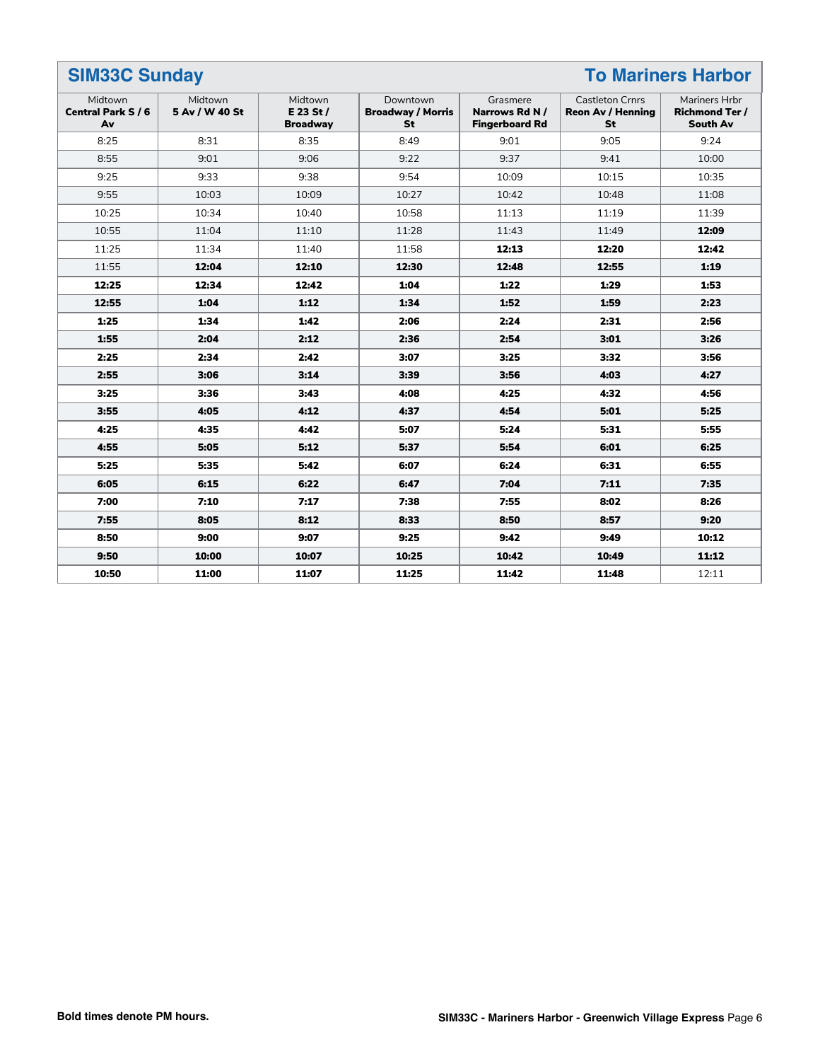## SIM33C Sunday — To Mariners Harbor

| Midtown **Central Park S / 6 Av** | Midtown **5 Av / W 40 St** | Midtown **E 23 St / Broadway** | Downtown **Broadway / Morris St** | Grasmere **Narrows Rd N / Fingerboard Rd** | Castleton Crnrs **Reon Av / Henning St** | Mariners Hrbr **Richmond Ter / South Av** |
| --- | --- | --- | --- | --- | --- | --- |
| 8:25 | 8:31 | 8:35 | 8:49 | 9:01 | 9:05 | 9:24 |
| 8:55 | 9:01 | 9:06 | 9:22 | 9:37 | 9:41 | 10:00 |
| 9:25 | 9:33 | 9:38 | 9:54 | 10:09 | 10:15 | 10:35 |
| 9:55 | 10:03 | 10:09 | 10:27 | 10:42 | 10:48 | 11:08 |
| 10:25 | 10:34 | 10:40 | 10:58 | 11:13 | 11:19 | 11:39 |
| 10:55 | 11:04 | 11:10 | 11:28 | 11:43 | 11:49 | **12:09** |
| 11:25 | 11:34 | 11:40 | 11:58 | **12:13** | **12:20** | **12:42** |
| 11:55 | **12:04** | **12:10** | **12:30** | **12:48** | **12:55** | **1:19** |
| **12:25** | **12:34** | **12:42** | **1:04** | **1:22** | **1:29** | **1:53** |
| **12:55** | **1:04** | **1:12** | **1:34** | **1:52** | **1:59** | **2:23** |
| **1:25** | **1:34** | **1:42** | **2:06** | **2:24** | **2:31** | **2:56** |
| **1:55** | **2:04** | **2:12** | **2:36** | **2:54** | **3:01** | **3:26** |
| **2:25** | **2:34** | **2:42** | **3:07** | **3:25** | **3:32** | **3:56** |
| **2:55** | **3:06** | **3:14** | **3:39** | **3:56** | **4:03** | **4:27** |
| **3:25** | **3:36** | **3:43** | **4:08** | **4:25** | **4:32** | **4:56** |
| **3:55** | **4:05** | **4:12** | **4:37** | **4:54** | **5:01** | **5:25** |
| **4:25** | **4:35** | **4:42** | **5:07** | **5:24** | **5:31** | **5:55** |
| **4:55** | **5:05** | **5:12** | **5:37** | **5:54** | **6:01** | **6:25** |
| **5:25** | **5:35** | **5:42** | **6:07** | **6:24** | **6:31** | **6:55** |
| **6:05** | **6:15** | **6:22** | **6:47** | **7:04** | **7:11** | **7:35** |
| **7:00** | **7:10** | **7:17** | **7:38** | **7:55** | **8:02** | **8:26** |
| **7:55** | **8:05** | **8:12** | **8:33** | **8:50** | **8:57** | **9:20** |
| **8:50** | **9:00** | **9:07** | **9:25** | **9:42** | **9:49** | **10:12** |
| **9:50** | **10:00** | **10:07** | **10:25** | **10:42** | **10:49** | **11:12** |
| **10:50** | **11:00** | **11:07** | **11:25** | **11:42** | **11:48** | 12:11 |

**Bold times denote PM hours.**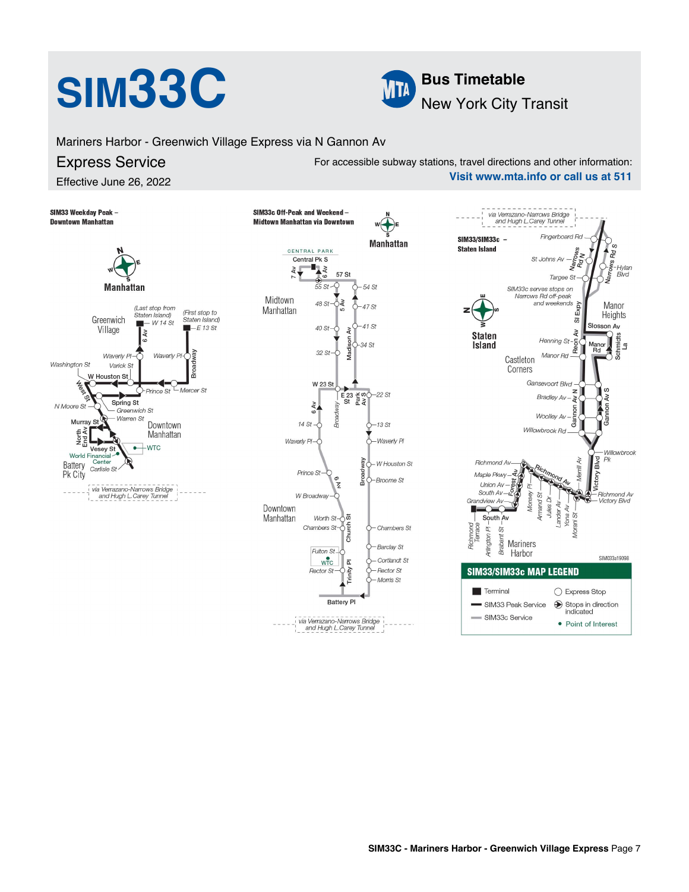# SIM33C

**MTA Bus Timetable**
New York City Transit

Mariners Harbor - Greenwich Village Express via N Gannon Av

## Express Service

Effective June 26, 2022

For accessible subway stations, travel directions and other information:
**Visit www.mta.info or call us at 511**

### SIM33 Weekday Peak – Downtown Manhattan

Manhattan

Greenwich Village

(Last stop from Staten Island) W 14 St

(First stop to Staten Island) E 13 St

6 Av, Broadway, Waverly Pl, Waverly Pl, Washington St, Varick St, W Houston St, Prince St, Mercer St, West St, Spring St, N Moore St, Greenwich St, Warren St, Murray St, North End Av, Vesey St, WTC, World Financial Center, Carlisle St

Downtown Manhattan

Battery Pk City

via Verrazano-Narrows Bridge and Hugh L.Carey Tunnel

### SIM33c Off-Peak and Weekend – Midtown Manhattan via Downtown

Manhattan

CENTRAL PARK

Central Pk S, 7 Av, 6 Av, 57 St, 55 St, 54 St, 48 St, 5 Av, 47 St, 40 St, 41 St, 32 St, Madison Av, 34 St, W 23 St, E 23 St, Park Av S, 22 St, 6 Av, Broadway, 14 St, 13 St, Waverly Pl, Waverly Pl, W Houston St, Prince St, 6 Av, Broadway, Broome St, W Broadway, Worth St, Church St, Chambers St, Chambers St, Barclay St, Fulton St, WTC, Cortlandt St, Rector St, Trinity Pl, Rector St, Morris St, Battery Pl

Midtown Manhattan

Downtown Manhattan

via Verrazano-Narrows Bridge and Hugh L.Carey Tunnel

### SIM33/SIM33c – Staten Island

via Verrazano-Narrows Bridge and Hugh L.Carey Tunnel

Fingerboard Rd, St Johns Av, Narrows Rd N, Narrows Rd S, Hylan Blvd, Targee St

SIM33c serves stops on Narrows Rd off-peak and weekends

SI Expy, Manor Heights, Slosson Av, Henning St, Reon Av, Manor Rd, Schmidts La, Manor Rd

Staten Island

Castleton Corners

Gansevoort Blvd, Bradley Av, Gannon Av N, Gannon Av S, Woolley Av, Willowbrook Rd, Willowbrook Pk, Merrill Av, Victory Blvd, Richmond Av, Richmond Av, Maple Pkwy, Forest Av, Union Av, South Av, Grandview Av, Monsey Pl, Armand St, Jules Dr, Lander Av, Yona Av, Morani St, Richmond Av, Victory Blvd, South Av, Richmond Terrace, Arlington Pl, Brabant St

Mariners Harbor

SIM033c19098

### SIM33/SIM33c MAP LEGEND

- Terminal
- SIM33 Peak Service
- SIM33c Service
- Express Stop
- Stops in direction indicated
- Point of Interest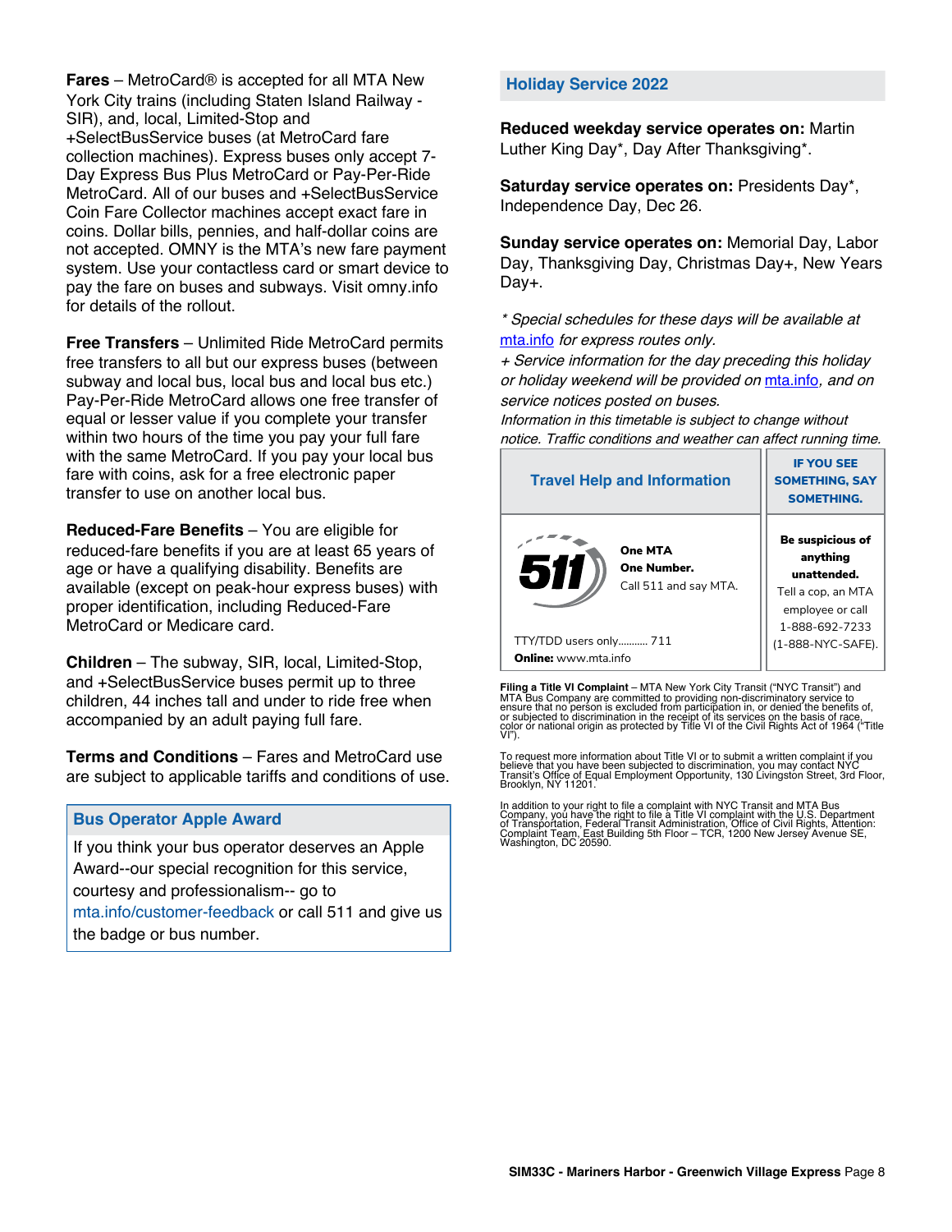**Fares** – MetroCard® is accepted for all MTA New York City trains (including Staten Island Railway - SIR), and, local, Limited-Stop and +SelectBusService buses (at MetroCard fare collection machines). Express buses only accept 7-Day Express Bus Plus MetroCard or Pay-Per-Ride MetroCard. All of our buses and +SelectBusService Coin Fare Collector machines accept exact fare in coins. Dollar bills, pennies, and half-dollar coins are not accepted. OMNY is the MTA's new fare payment system. Use your contactless card or smart device to pay the fare on buses and subways. Visit omny.info for details of the rollout.

**Free Transfers** – Unlimited Ride MetroCard permits free transfers to all but our express buses (between subway and local bus, local bus and local bus etc.) Pay-Per-Ride MetroCard allows one free transfer of equal or lesser value if you complete your transfer within two hours of the time you pay your full fare with the same MetroCard. If you pay your local bus fare with coins, ask for a free electronic paper transfer to use on another local bus.

**Reduced-Fare Benefits** – You are eligible for reduced-fare benefits if you are at least 65 years of age or have a qualifying disability. Benefits are available (except on peak-hour express buses) with proper identification, including Reduced-Fare MetroCard or Medicare card.

**Children** – The subway, SIR, local, Limited-Stop, and +SelectBusService buses permit up to three children, 44 inches tall and under to ride free when accompanied by an adult paying full fare.

**Terms and Conditions** – Fares and MetroCard use are subject to applicable tariffs and conditions of use.

## Bus Operator Apple Award

If you think your bus operator deserves an Apple Award--our special recognition for this service, courtesy and professionalism-- go to mta.info/customer-feedback or call 511 and give us the badge or bus number.

## Holiday Service 2022

**Reduced weekday service operates on:** Martin Luther King Day*, Day After Thanksgiving*.

**Saturday service operates on:** Presidents Day*, Independence Day, Dec 26.

**Sunday service operates on:** Memorial Day, Labor Day, Thanksgiving Day, Christmas Day+, New Years Day+.

*\* Special schedules for these days will be available at mta.info for express routes only.*

*+ Service information for the day preceding this holiday or holiday weekend will be provided on mta.info, and on service notices posted on buses.*

*Information in this timetable is subject to change without notice. Traffic conditions and weather can affect running time.*

| Travel Help and Information | IF YOU SEE SOMETHING, SAY SOMETHING. |
|---|---|
| 511 **One MTA One Number.** Call 511 and say MTA. TTY/TDD users only........... 711 **Online:** www.mta.info | **Be suspicious of anything unattended.** Tell a cop, an MTA employee or call 1-888-692-7233 (1-888-NYC-SAFE). |

**Filing a Title VI Complaint** – MTA New York City Transit ("NYC Transit") and MTA Bus Company are committed to providing non-discriminatory service to ensure that no person is excluded from participation in, or denied the benefits of, or subjected to discrimination in the receipt of its services on the basis of race, color or national origin as protected by Title VI of the Civil Rights Act of 1964 ("Title VI").

To request more information about Title VI or to submit a written complaint if you believe that you have been subjected to discrimination, you may contact NYC Transit's Office of Equal Employment Opportunity, 130 Livingston Street, 3rd Floor, Brooklyn, NY 11201.

In addition to your right to file a complaint with NYC Transit and MTA Bus Company, you have the right to file a Title VI complaint with the U.S. Department of Transportation, Federal Transit Administration, Office of Civil Rights, Attention: Complaint Team, East Building 5th Floor – TCR, 1200 New Jersey Avenue SE, Washington, DC 20590.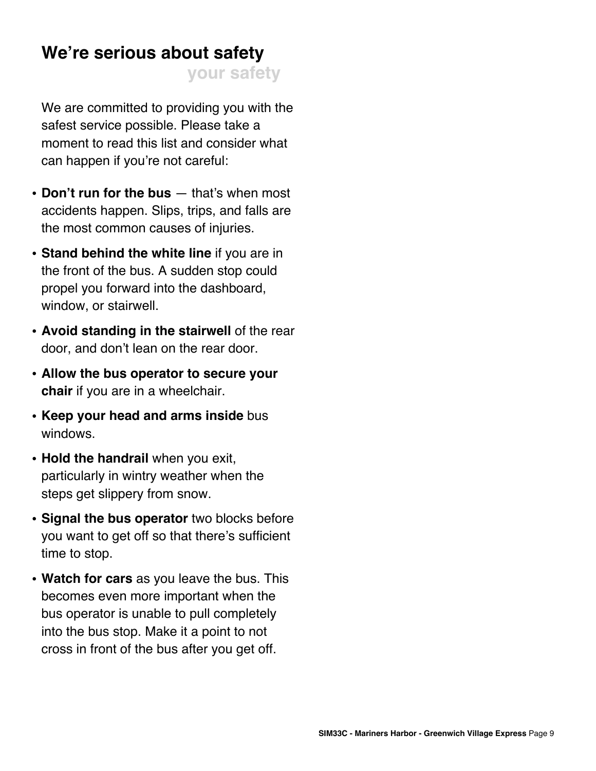## We're serious about safety

### your safety

We are committed to providing you with the safest service possible. Please take a moment to read this list and consider what can happen if you're not careful:

- **Don't run for the bus** — that's when most accidents happen. Slips, trips, and falls are the most common causes of injuries.
- **Stand behind the white line** if you are in the front of the bus. A sudden stop could propel you forward into the dashboard, window, or stairwell.
- **Avoid standing in the stairwell** of the rear door, and don't lean on the rear door.
- **Allow the bus operator to secure your chair** if you are in a wheelchair.
- **Keep your head and arms inside** bus windows.
- **Hold the handrail** when you exit, particularly in wintry weather when the steps get slippery from snow.
- **Signal the bus operator** two blocks before you want to get off so that there's sufficient time to stop.
- **Watch for cars** as you leave the bus. This becomes even more important when the bus operator is unable to pull completely into the bus stop. Make it a point to not cross in front of the bus after you get off.